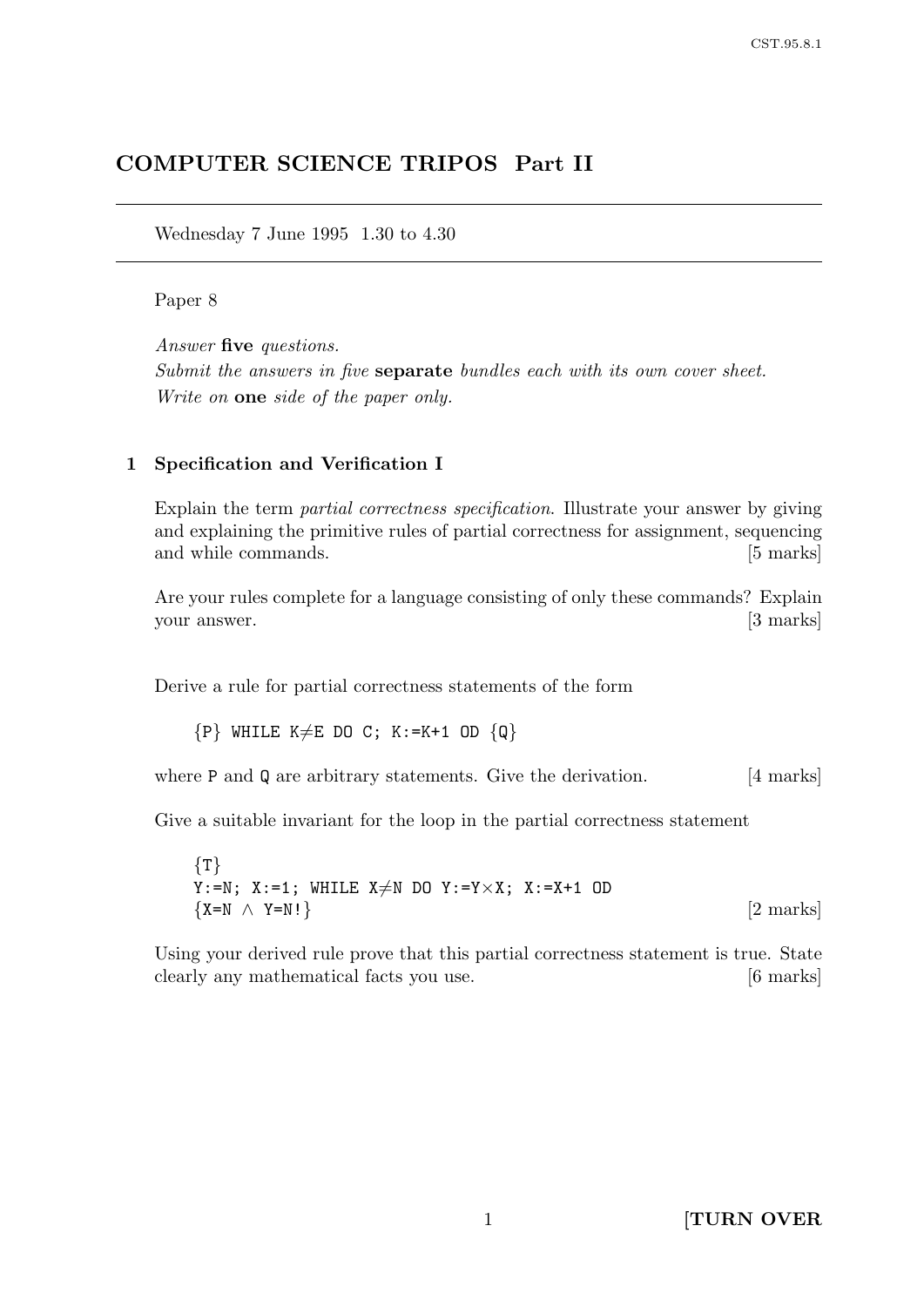# COMPUTER SCIENCE TRIPOS Part II

Wednesday 7 June 1995 1.30 to 4.30

Paper 8

*Answer* **five** *questions.*
*Submit the answers in five* **separate** *bundles each with its own cover sheet.*
*Write on* **one** *side of the paper only.*

## 1 Specification and Verification I

Explain the term *partial correctness specification*. Illustrate your answer by giving and explaining the primitive rules of partial correctness for assignment, sequencing and while commands. [5 marks]

Are your rules complete for a language consisting of only these commands? Explain your answer. [3 marks]

Derive a rule for partial correctness statements of the form

```
{P} WHILE K≠E DO C; K:=K+1 OD {Q}
```

where P and Q are arbitrary statements. Give the derivation. [4 marks]

Give a suitable invariant for the loop in the partial correctness statement

```
{T}
Y:=N; X:=1; WHILE X≠N DO Y:=Y×X; X:=X+1 OD
{X=N ∧ Y=N!}
```

[2 marks]

Using your derived rule prove that this partial correctness statement is true. State clearly any mathematical facts you use. [6 marks]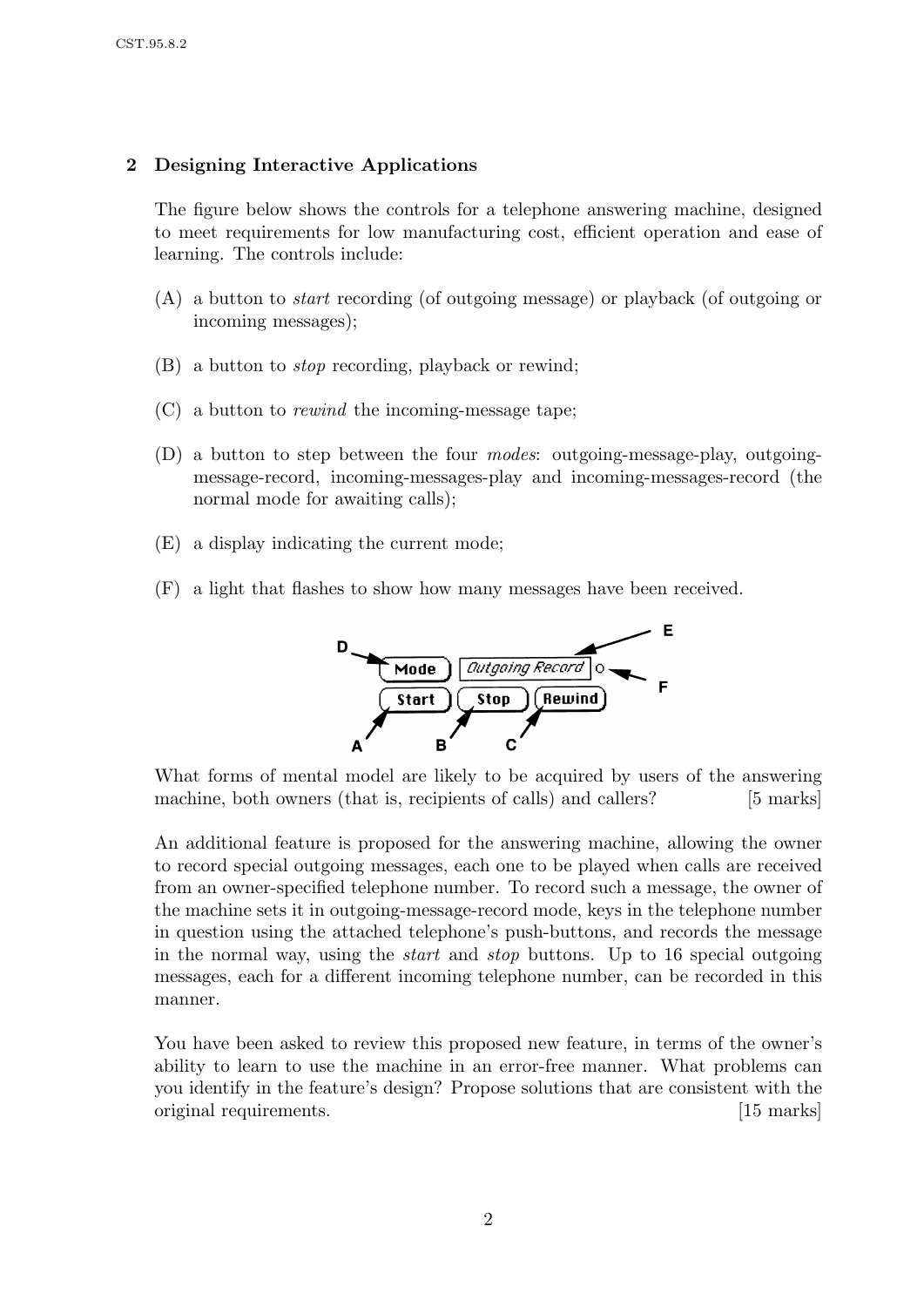## 2 Designing Interactive Applications

The figure below shows the controls for a telephone answering machine, designed to meet requirements for low manufacturing cost, efficient operation and ease of learning. The controls include:

(A) a button to *start* recording (of outgoing message) or playback (of outgoing or incoming messages);

(B) a button to *stop* recording, playback or rewind;

(C) a button to *rewind* the incoming-message tape;

(D) a button to step between the four *modes*: outgoing-message-play, outgoing-message-record, incoming-messages-play and incoming-messages-record (the normal mode for awaiting calls);

(E) a display indicating the current mode;

(F) a light that flashes to show how many messages have been received.

What forms of mental model are likely to be acquired by users of the answering machine, both owners (that is, recipients of calls) and callers? [5 marks]

An additional feature is proposed for the answering machine, allowing the owner to record special outgoing messages, each one to be played when calls are received from an owner-specified telephone number. To record such a message, the owner of the machine sets it in outgoing-message-record mode, keys in the telephone number in question using the attached telephone's push-buttons, and records the message in the normal way, using the *start* and *stop* buttons. Up to 16 special outgoing messages, each for a different incoming telephone number, can be recorded in this manner.

You have been asked to review this proposed new feature, in terms of the owner's ability to learn to use the machine in an error-free manner. What problems can you identify in the feature's design? Propose solutions that are consistent with the original requirements. [15 marks]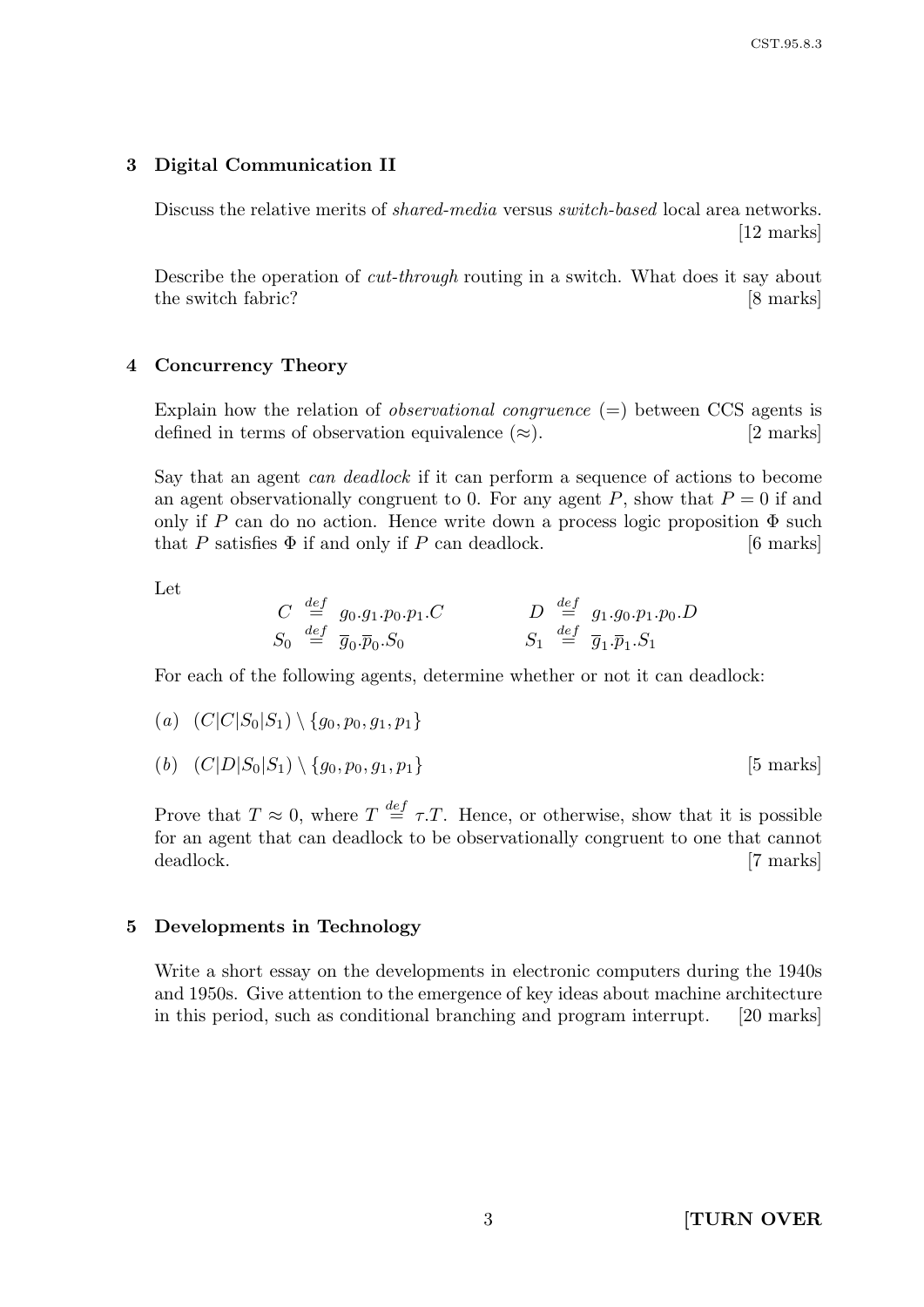## 3 Digital Communication II

Discuss the relative merits of *shared-media* versus *switch-based* local area networks. [12 marks]

Describe the operation of *cut-through* routing in a switch. What does it say about the switch fabric? [8 marks]

## 4 Concurrency Theory

Explain how the relation of *observational congruence* ($=$) between CCS agents is defined in terms of observation equivalence ($\approx$). [2 marks]

Say that an agent *can deadlock* if it can perform a sequence of actions to become an agent observationally congruent to 0. For any agent $P$, show that $P = 0$ if and only if $P$ can do no action. Hence write down a process logic proposition $\Phi$ such that $P$ satisfies $\Phi$ if and only if $P$ can deadlock. [6 marks]

Let

$$C \stackrel{def}{=} g_0.g_1.p_0.p_1.C \qquad D \stackrel{def}{=} g_1.g_0.p_1.p_0.D$$
$$S_0 \stackrel{def}{=} \overline{g}_0.\overline{p}_0.S_0 \qquad S_1 \stackrel{def}{=} \overline{g}_1.\overline{p}_1.S_1$$

For each of the following agents, determine whether or not it can deadlock:

(*a*) $(C|C|S_0|S_1) \setminus \{g_0, p_0, g_1, p_1\}$

(*b*) $(C|D|S_0|S_1) \setminus \{g_0, p_0, g_1, p_1\}$ [5 marks]

Prove that $T \approx 0$, where $T \stackrel{def}{=} \tau.T$. Hence, or otherwise, show that it is possible for an agent that can deadlock to be observationally congruent to one that cannot deadlock. [7 marks]

## 5 Developments in Technology

Write a short essay on the developments in electronic computers during the 1940s and 1950s. Give attention to the emergence of key ideas about machine architecture in this period, such as conditional branching and program interrupt. [20 marks]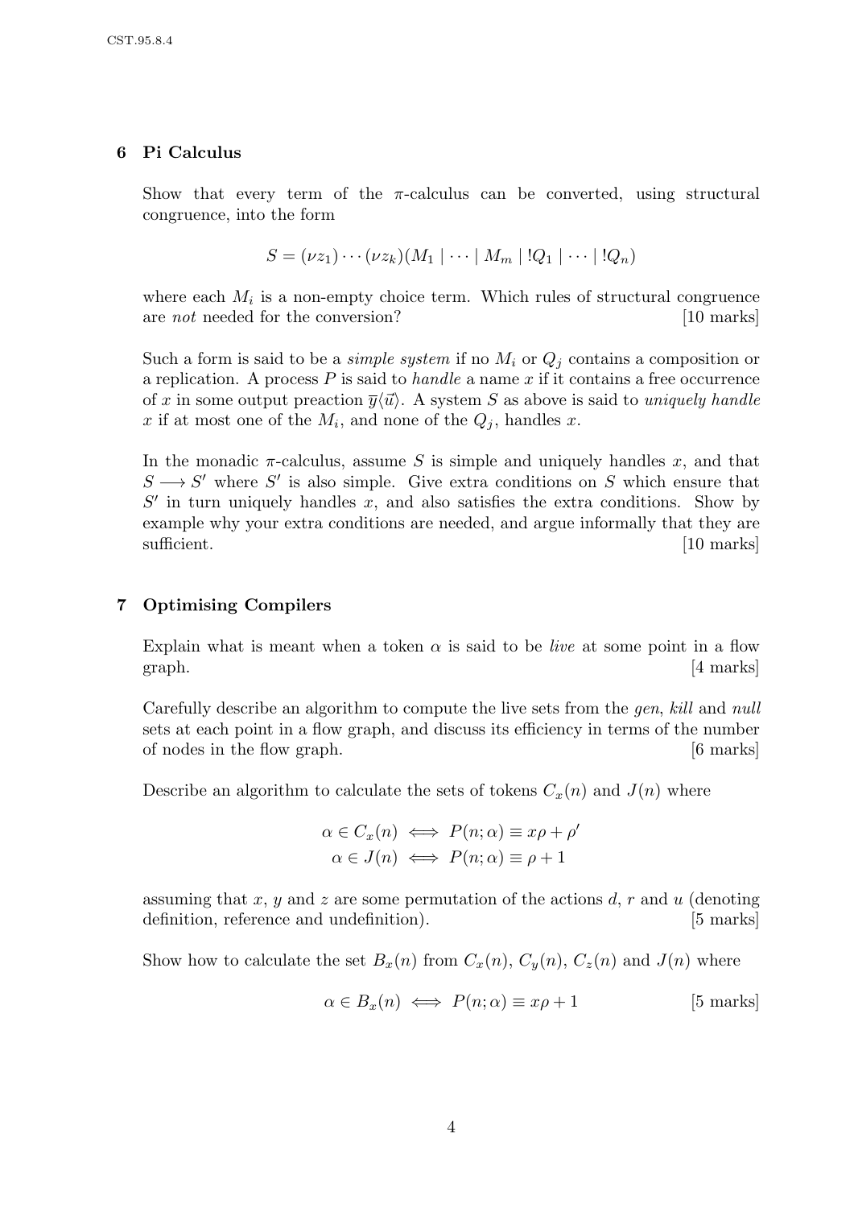## 6 Pi Calculus

Show that every term of the $\pi$-calculus can be converted, using structural congruence, into the form

$$S = (\nu z_1) \cdots (\nu z_k)(M_1 \mid \cdots \mid M_m \mid !Q_1 \mid \cdots \mid !Q_n)$$

where each $M_i$ is a non-empty choice term. Which rules of structural congruence are *not* needed for the conversion? [10 marks]

Such a form is said to be a *simple system* if no $M_i$ or $Q_j$ contains a composition or a replication. A process $P$ is said to *handle* a name $x$ if it contains a free occurrence of $x$ in some output preaction $\overline{y}\langle\vec{u}\rangle$. A system $S$ as above is said to *uniquely handle* $x$ if at most one of the $M_i$, and none of the $Q_j$, handles $x$.

In the monadic $\pi$-calculus, assume $S$ is simple and uniquely handles $x$, and that $S \longrightarrow S'$ where $S'$ is also simple. Give extra conditions on $S$ which ensure that $S'$ in turn uniquely handles $x$, and also satisfies the extra conditions. Show by example why your extra conditions are needed, and argue informally that they are sufficient. [10 marks]

## 7 Optimising Compilers

Explain what is meant when a token $\alpha$ is said to be *live* at some point in a flow graph. [4 marks]

Carefully describe an algorithm to compute the live sets from the *gen*, *kill* and *null* sets at each point in a flow graph, and discuss its efficiency in terms of the number of nodes in the flow graph. [6 marks]

Describe an algorithm to calculate the sets of tokens $C_x(n)$ and $J(n)$ where

$$\alpha \in C_x(n) \iff P(n;\alpha) \equiv x\rho + \rho'$$
$$\alpha \in J(n) \iff P(n;\alpha) \equiv \rho + 1$$

assuming that $x$, $y$ and $z$ are some permutation of the actions $d$, $r$ and $u$ (denoting definition, reference and undefinition). [5 marks]

Show how to calculate the set $B_x(n)$ from $C_x(n)$, $C_y(n)$, $C_z(n)$ and $J(n)$ where

$$\alpha \in B_x(n) \iff P(n;\alpha) \equiv x\rho + 1$$

[5 marks]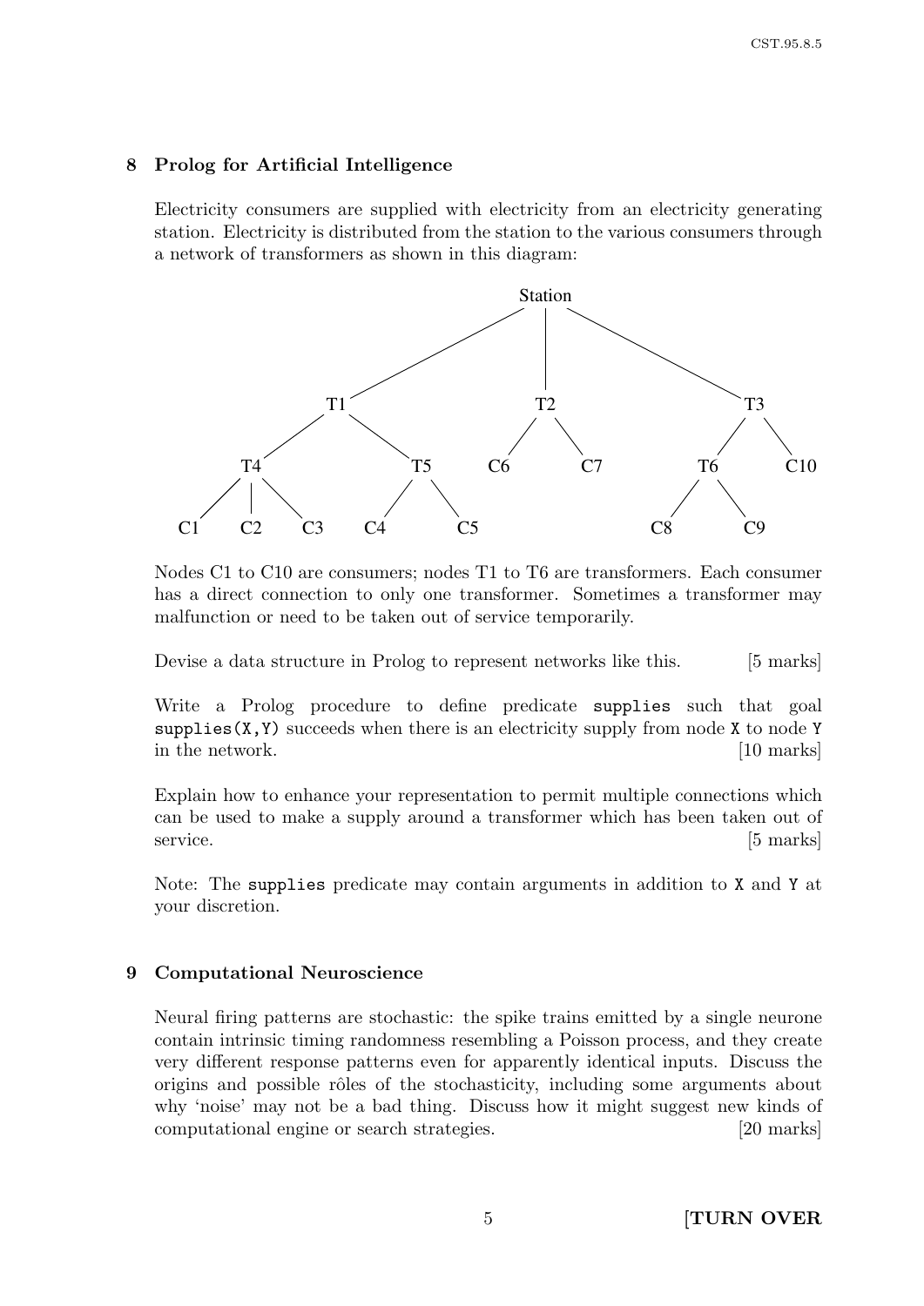## 8 Prolog for Artificial Intelligence

Electricity consumers are supplied with electricity from an electricity generating station. Electricity is distributed from the station to the various consumers through a network of transformers as shown in this diagram:

```
                                  Station
              /                      |                      \
            T1                       T2                       T3
          /    \                   /    \                   /    \
        T4      T5               C6      C7               T6      C10
      /  |  \   /  \                                    /   \
    C1  C2  C3 C4  C5                                 C8     C9
```

Nodes C1 to C10 are consumers; nodes T1 to T6 are transformers. Each consumer has a direct connection to only one transformer. Sometimes a transformer may malfunction or need to be taken out of service temporarily.

Devise a data structure in Prolog to represent networks like this. [5 marks]

Write a Prolog procedure to define predicate `supplies` such that goal `supplies(X,Y)` succeeds when there is an electricity supply from node `X` to node `Y` in the network. [10 marks]

Explain how to enhance your representation to permit multiple connections which can be used to make a supply around a transformer which has been taken out of service. [5 marks]

Note: The `supplies` predicate may contain arguments in addition to `X` and `Y` at your discretion.

## 9 Computational Neuroscience

Neural firing patterns are stochastic: the spike trains emitted by a single neurone contain intrinsic timing randomness resembling a Poisson process, and they create very different response patterns even for apparently identical inputs. Discuss the origins and possible rôles of the stochasticity, including some arguments about why 'noise' may not be a bad thing. Discuss how it might suggest new kinds of computational engine or search strategies. [20 marks]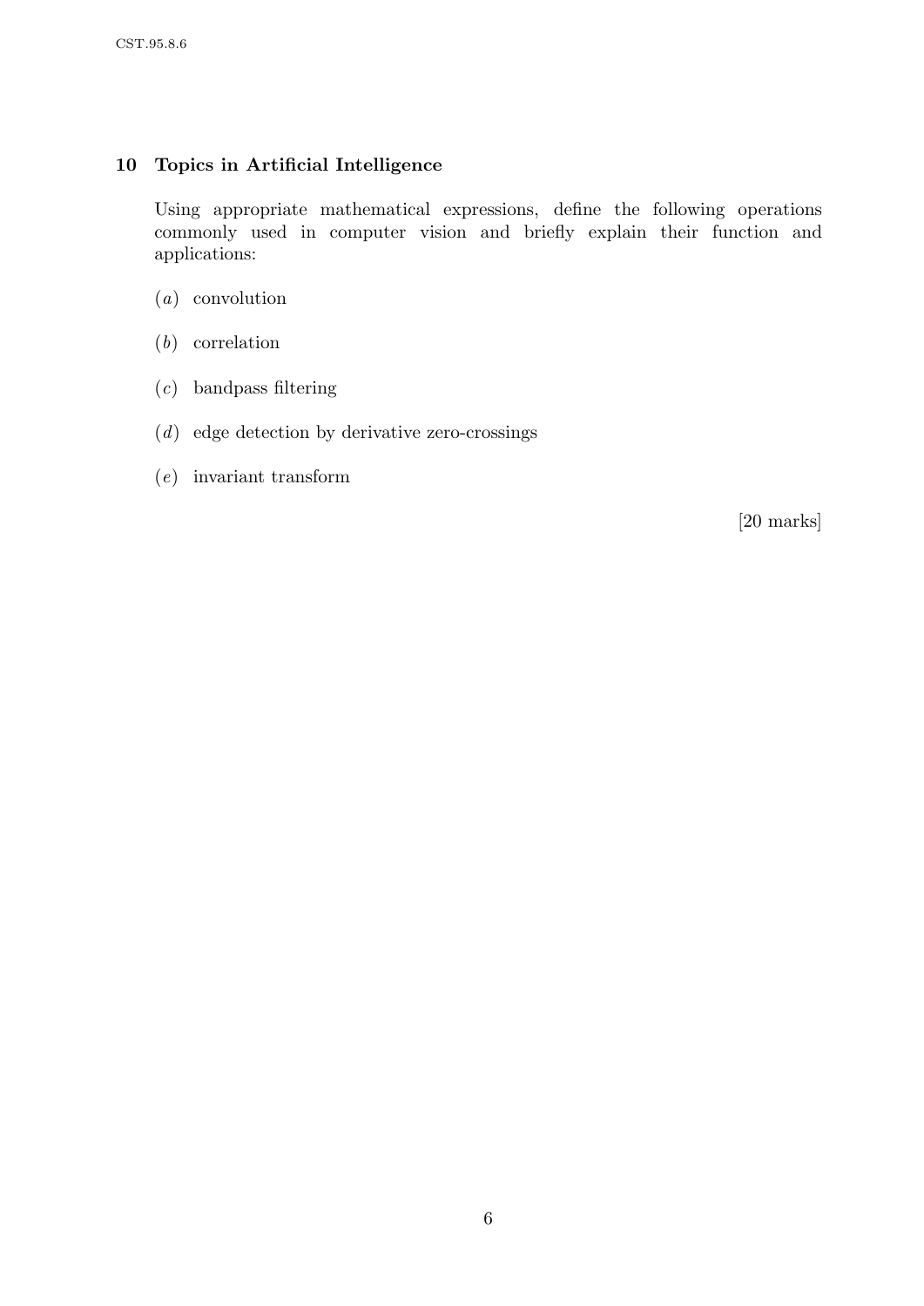## 10 Topics in Artificial Intelligence

Using appropriate mathematical expressions, define the following operations commonly used in computer vision and briefly explain their function and applications:

(*a*) convolution

(*b*) correlation

(*c*) bandpass filtering

(*d*) edge detection by derivative zero-crossings

(*e*) invariant transform

[20 marks]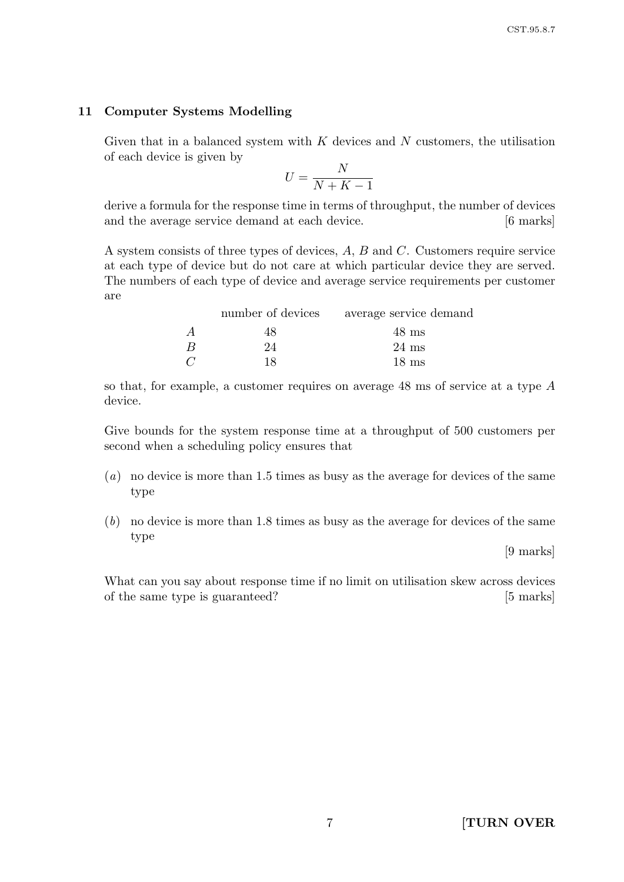## 11 Computer Systems Modelling

Given that in a balanced system with $K$ devices and $N$ customers, the utilisation of each device is given by

$$U = \frac{N}{N + K - 1}$$

derive a formula for the response time in terms of throughput, the number of devices and the average service demand at each device. [6 marks]

A system consists of three types of devices, $A$, $B$ and $C$. Customers require service at each type of device but do not care at which particular device they are served. The numbers of each type of device and average service requirements per customer are

| | number of devices | average service demand |
|---|---|---|
| $A$ | 48 | 48 ms |
| $B$ | 24 | 24 ms |
| $C$ | 18 | 18 ms |

so that, for example, a customer requires on average 48 ms of service at a type $A$ device.

Give bounds for the system response time at a throughput of 500 customers per second when a scheduling policy ensures that

(*a*) no device is more than 1.5 times as busy as the average for devices of the same type

(*b*) no device is more than 1.8 times as busy as the average for devices of the same type

[9 marks]

What can you say about response time if no limit on utilisation skew across devices of the same type is guaranteed? [5 marks]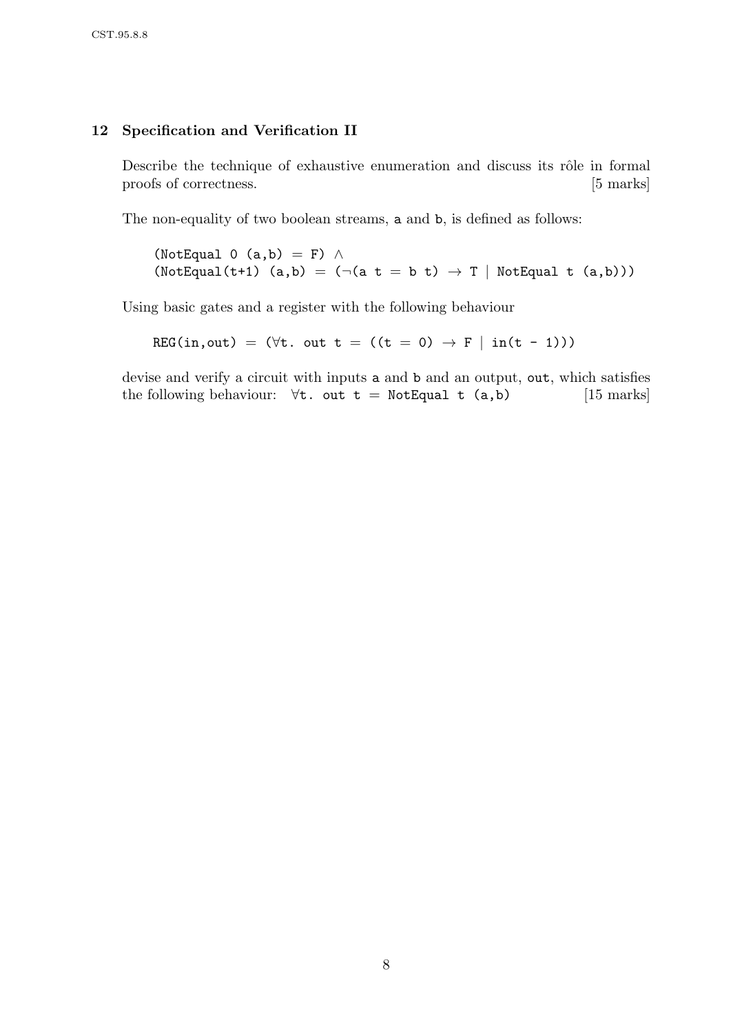## 12 Specification and Verification II

Describe the technique of exhaustive enumeration and discuss its rôle in formal proofs of correctness. [5 marks]

The non-equality of two boolean streams, a and b, is defined as follows:

```
(NotEqual 0 (a,b) = F) ∧
(NotEqual(t+1) (a,b) = (¬(a t = b t) → T | NotEqual t (a,b)))
```

Using basic gates and a register with the following behaviour

```
REG(in,out) = (∀t. out t = ((t = 0) → F | in(t - 1)))
```

devise and verify a circuit with inputs a and b and an output, out, which satisfies the following behaviour: `∀t. out t = NotEqual t (a,b)` [15 marks]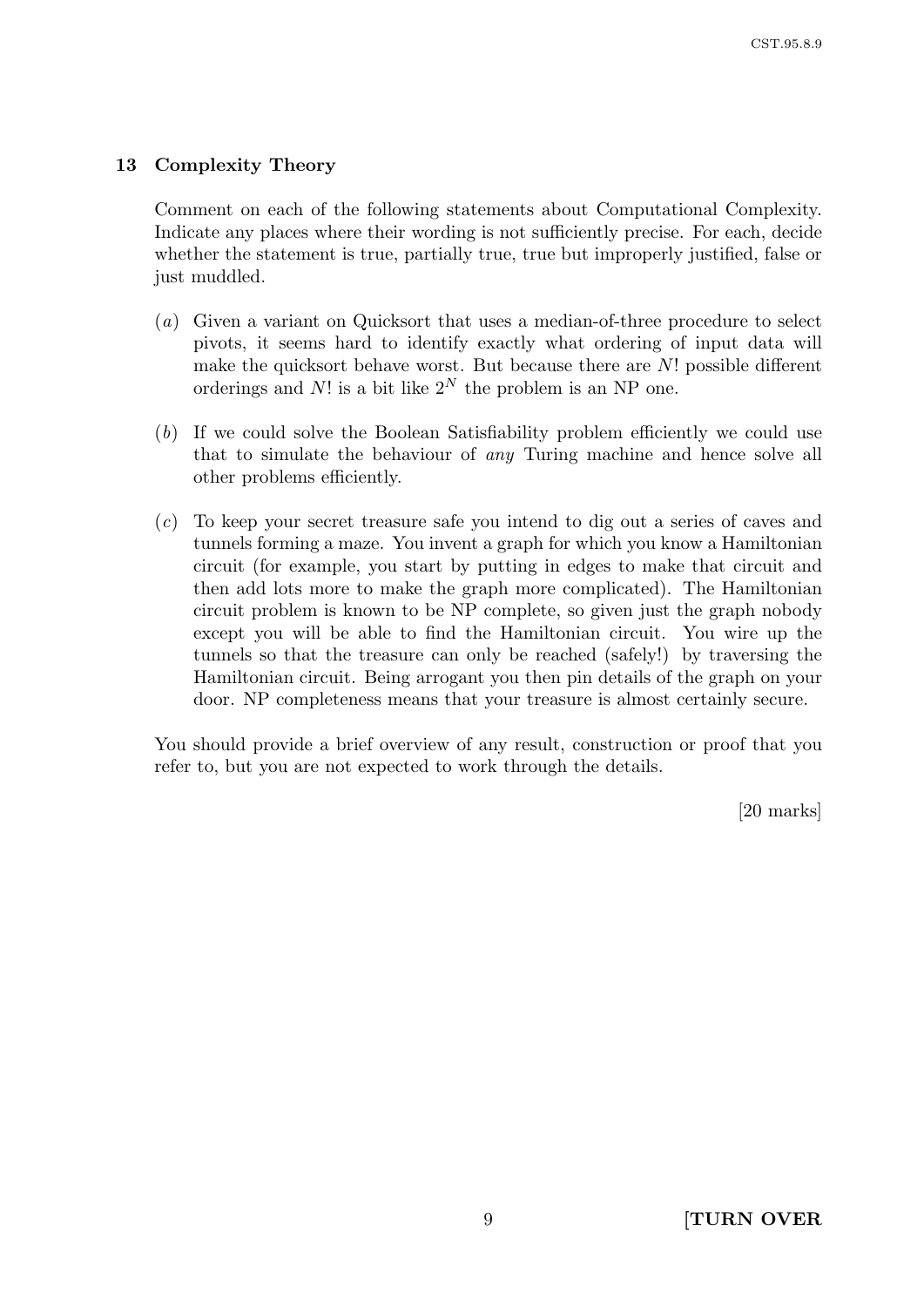## 13 Complexity Theory

Comment on each of the following statements about Computational Complexity. Indicate any places where their wording is not sufficiently precise. For each, decide whether the statement is true, partially true, true but improperly justified, false or just muddled.

(*a*) Given a variant on Quicksort that uses a median-of-three procedure to select pivots, it seems hard to identify exactly what ordering of input data will make the quicksort behave worst. But because there are $N!$ possible different orderings and $N!$ is a bit like $2^N$ the problem is an NP one.

(*b*) If we could solve the Boolean Satisfiability problem efficiently we could use that to simulate the behaviour of *any* Turing machine and hence solve all other problems efficiently.

(*c*) To keep your secret treasure safe you intend to dig out a series of caves and tunnels forming a maze. You invent a graph for which you know a Hamiltonian circuit (for example, you start by putting in edges to make that circuit and then add lots more to make the graph more complicated). The Hamiltonian circuit problem is known to be NP complete, so given just the graph nobody except you will be able to find the Hamiltonian circuit. You wire up the tunnels so that the treasure can only be reached (safely!) by traversing the Hamiltonian circuit. Being arrogant you then pin details of the graph on your door. NP completeness means that your treasure is almost certainly secure.

You should provide a brief overview of any result, construction or proof that you refer to, but you are not expected to work through the details.

[20 marks]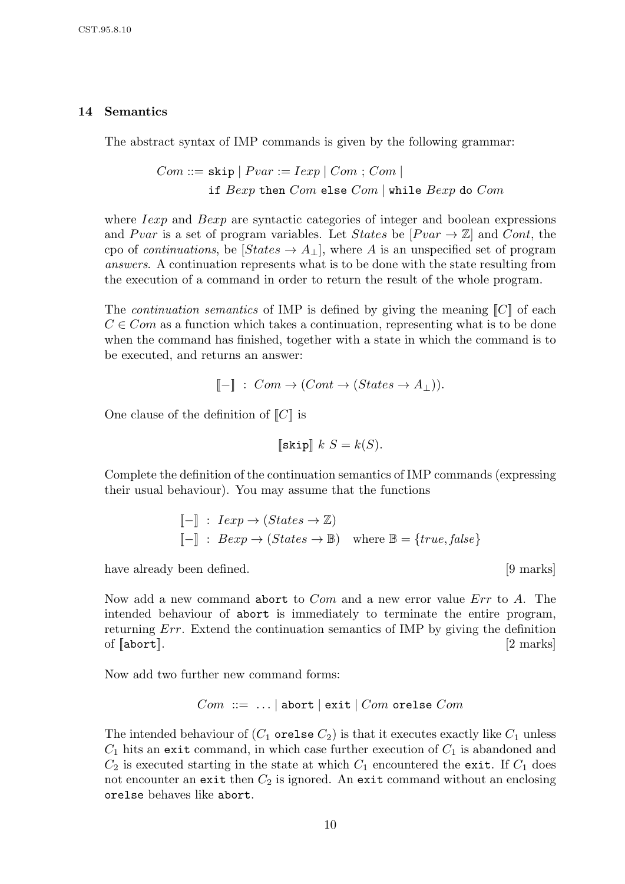## 14 Semantics

The abstract syntax of IMP commands is given by the following grammar:

$$\begin{aligned} Com ::= {} & \texttt{skip} \mid Pvar := Iexp \mid Com \ ; \ Com \mid \\ & \texttt{if } Bexp \texttt{ then } Com \texttt{ else } Com \mid \texttt{while } Bexp \texttt{ do } Com \end{aligned}$$

where *Iexp* and *Bexp* are syntactic categories of integer and boolean expressions and *Pvar* is a set of program variables. Let *States* be $[Pvar \to \mathbb{Z}]$ and *Cont*, the cpo of *continuations*, be $[States \to A_\perp]$, where $A$ is an unspecified set of program *answers*. A continuation represents what is to be done with the state resulting from the execution of a command in order to return the result of the whole program.

The *continuation semantics* of IMP is defined by giving the meaning $[\![C]\!]$ of each $C \in Com$ as a function which takes a continuation, representing what is to be done when the command has finished, together with a state in which the command is to be executed, and returns an answer:

$$[\![-]\!] \ : \ Com \to (Cont \to (States \to A_\perp)).$$

One clause of the definition of $[\![C]\!]$ is

$$[\![\texttt{skip}]\!] \ k \ S = k(S).$$

Complete the definition of the continuation semantics of IMP commands (expressing their usual behaviour). You may assume that the functions

$$\begin{aligned} [\![-]\!] \ &: \ Iexp \to (States \to \mathbb{Z}) \\ [\![-]\!] \ &: \ Bexp \to (States \to \mathbb{B}) \quad \text{where } \mathbb{B} = \{true, false\} \end{aligned}$$

have already been defined. [9 marks]

Now add a new command `abort` to *Com* and a new error value *Err* to $A$. The intended behaviour of `abort` is immediately to terminate the entire program, returning *Err*. Extend the continuation semantics of IMP by giving the definition of $[\![\texttt{abort}]\!]$. [2 marks]

Now add two further new command forms:

$$Com \ ::= \ \ldots \mid \texttt{abort} \mid \texttt{exit} \mid Com \texttt{ orelse } Com$$

The intended behaviour of ($C_1$ `orelse` $C_2$) is that it executes exactly like $C_1$ unless $C_1$ hits an `exit` command, in which case further execution of $C_1$ is abandoned and $C_2$ is executed starting in the state at which $C_1$ encountered the `exit`. If $C_1$ does not encounter an `exit` then $C_2$ is ignored. An `exit` command without an enclosing `orelse` behaves like `abort`.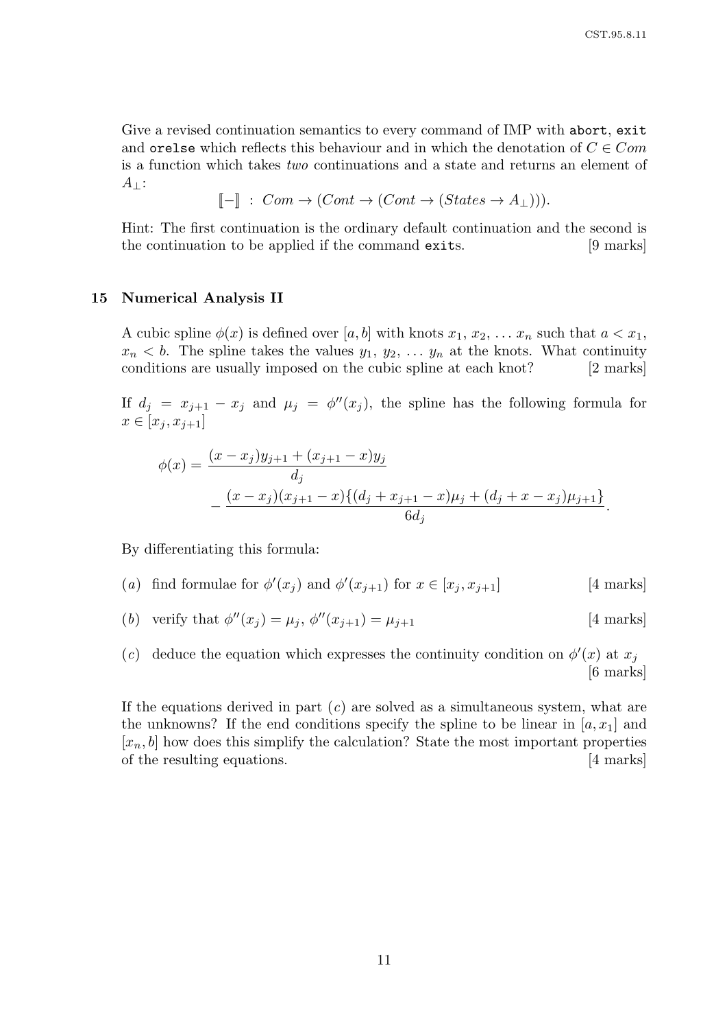Give a revised continuation semantics to every command of IMP with `abort`, `exit` and `orelse` which reflects this behaviour and in which the denotation of $C \in Com$ is a function which takes *two* continuations and a state and returns an element of $A_\perp$:

$$[\![-]\!] \;:\; Com \to (Cont \to (Cont \to (States \to A_\perp))).$$

Hint: The first continuation is the ordinary default continuation and the second is the continuation to be applied if the command `exit`s. [9 marks]

## 15 Numerical Analysis II

A cubic spline $\phi(x)$ is defined over $[a, b]$ with knots $x_1, x_2, \ldots x_n$ such that $a < x_1$, $x_n < b$. The spline takes the values $y_1, y_2, \ldots y_n$ at the knots. What continuity conditions are usually imposed on the cubic spline at each knot? [2 marks]

If $d_j = x_{j+1} - x_j$ and $\mu_j = \phi''(x_j)$, the spline has the following formula for $x \in [x_j, x_{j+1}]$

$$\phi(x) = \frac{(x - x_j)y_{j+1} + (x_{j+1} - x)y_j}{d_j} - \frac{(x - x_j)(x_{j+1} - x)\{(d_j + x_{j+1} - x)\mu_j + (d_j + x - x_j)\mu_{j+1}\}}{6d_j}.$$

By differentiating this formula:

(*a*) find formulae for $\phi'(x_j)$ and $\phi'(x_{j+1})$ for $x \in [x_j, x_{j+1}]$ [4 marks]

(*b*) verify that $\phi''(x_j) = \mu_j$, $\phi''(x_{j+1}) = \mu_{j+1}$ [4 marks]

(*c*) deduce the equation which expresses the continuity condition on $\phi'(x)$ at $x_j$ [6 marks]

If the equations derived in part (*c*) are solved as a simultaneous system, what are the unknowns? If the end conditions specify the spline to be linear in $[a, x_1]$ and $[x_n, b]$ how does this simplify the calculation? State the most important properties of the resulting equations. [4 marks]